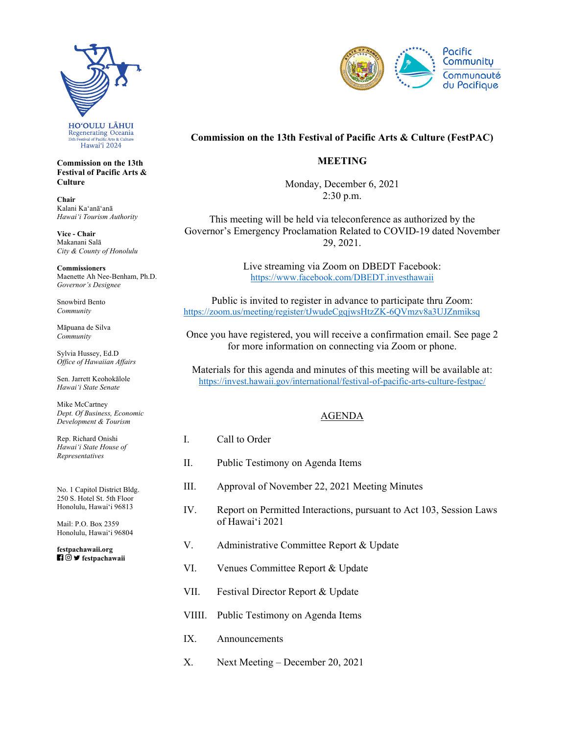HOʻOULU LĀHUI
Regenerating Oceania
13th Festival of Pacific Arts & Culture
Hawaiʻi 2024

**Commission on the 13th Festival of Pacific Arts & Culture**

**Chair**
Kalani Kaʻanāʻanā
*Hawaiʻi Tourism Authority*

**Vice - Chair**
Makanani Salā
*City & County of Honolulu*

**Commissioners**
Maenette Ah Nee-Benham, Ph.D.
*Governor's Designee*

Snowbird Bento
*Community*

Māpuana de Silva
*Community*

Sylvia Hussey, Ed.D
*Office of Hawaiian Affairs*

Sen. Jarrett Keohokālole
*Hawaiʻi State Senate*

Mike McCartney
*Dept. Of Business, Economic Development & Tourism*

Rep. Richard Onishi
*Hawaiʻi State House of Representatives*

No. 1 Capitol District Bldg.
250 S. Hotel St. 5th Floor
Honolulu, Hawaiʻi 96813

Mail: P.O. Box 2359
Honolulu, Hawaiʻi 96804

**festpachawaii.org**
**festpachawaii**

Pacific Community
Communauté du Pacifique

**Commission on the 13th Festival of Pacific Arts & Culture (FestPAC)**

**MEETING**

Monday, December 6, 2021
2:30 p.m.

This meeting will be held via teleconference as authorized by the Governor's Emergency Proclamation Related to COVID-19 dated November 29, 2021.

Live streaming via Zoom on DBEDT Facebook:
https://www.facebook.com/DBEDT.investhawaii

Public is invited to register in advance to participate thru Zoom:
https://zoom.us/meeting/register/tJwudeCgqjwsHtzZK-6QVmzv8a3UJZnmiksq

Once you have registered, you will receive a confirmation email. See page 2 for more information on connecting via Zoom or phone.

Materials for this agenda and minutes of this meeting will be available at:
https://invest.hawaii.gov/international/festival-of-pacific-arts-culture-festpac/

AGENDA

I. Call to Order

II. Public Testimony on Agenda Items

III. Approval of November 22, 2021 Meeting Minutes

IV. Report on Permitted Interactions, pursuant to Act 103, Session Laws of Hawaiʻi 2021

V. Administrative Committee Report & Update

VI. Venues Committee Report & Update

VII. Festival Director Report & Update

VIIII. Public Testimony on Agenda Items

IX. Announcements

X. Next Meeting – December 20, 2021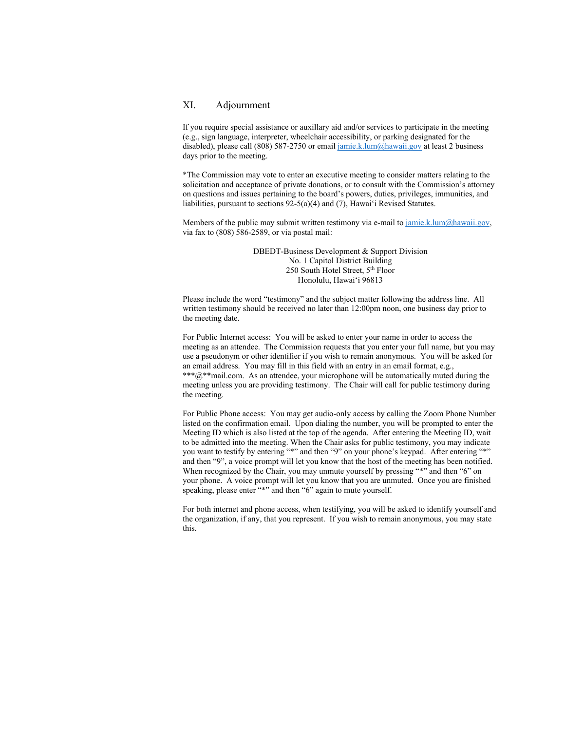## XI. Adjournment

If you require special assistance or auxillary aid and/or services to participate in the meeting (e.g., sign language, interpreter, wheelchair accessibility, or parking designated for the disabled), please call (808) 587-2750 or email jamie.k.lum@hawaii.gov at least 2 business days prior to the meeting.

*The Commission may vote to enter an executive meeting to consider matters relating to the solicitation and acceptance of private donations, or to consult with the Commission's attorney on questions and issues pertaining to the board's powers, duties, privileges, immunities, and liabilities, pursuant to sections 92-5(a)(4) and (7), Hawai'i Revised Statutes.

Members of the public may submit written testimony via e-mail to jamie.k.lum@hawaii.gov, via fax to (808) 586-2589, or via postal mail:

DBEDT-Business Development & Support Division
No. 1 Capitol District Building
250 South Hotel Street, 5th Floor
Honolulu, Hawai'i 96813

Please include the word "testimony" and the subject matter following the address line. All written testimony should be received no later than 12:00pm noon, one business day prior to the meeting date.

For Public Internet access: You will be asked to enter your name in order to access the meeting as an attendee. The Commission requests that you enter your full name, but you may use a pseudonym or other identifier if you wish to remain anonymous. You will be asked for an email address. You may fill in this field with an entry in an email format, e.g., ***@**mail.com. As an attendee, your microphone will be automatically muted during the meeting unless you are providing testimony. The Chair will call for public testimony during the meeting.

For Public Phone access: You may get audio-only access by calling the Zoom Phone Number listed on the confirmation email. Upon dialing the number, you will be prompted to enter the Meeting ID which is also listed at the top of the agenda. After entering the Meeting ID, wait to be admitted into the meeting. When the Chair asks for public testimony, you may indicate you want to testify by entering "*" and then "9" on your phone's keypad. After entering "*" and then "9", a voice prompt will let you know that the host of the meeting has been notified. When recognized by the Chair, you may unmute yourself by pressing "*" and then "6" on your phone. A voice prompt will let you know that you are unmuted. Once you are finished speaking, please enter "*" and then "6" again to mute yourself.

For both internet and phone access, when testifying, you will be asked to identify yourself and the organization, if any, that you represent. If you wish to remain anonymous, you may state this.